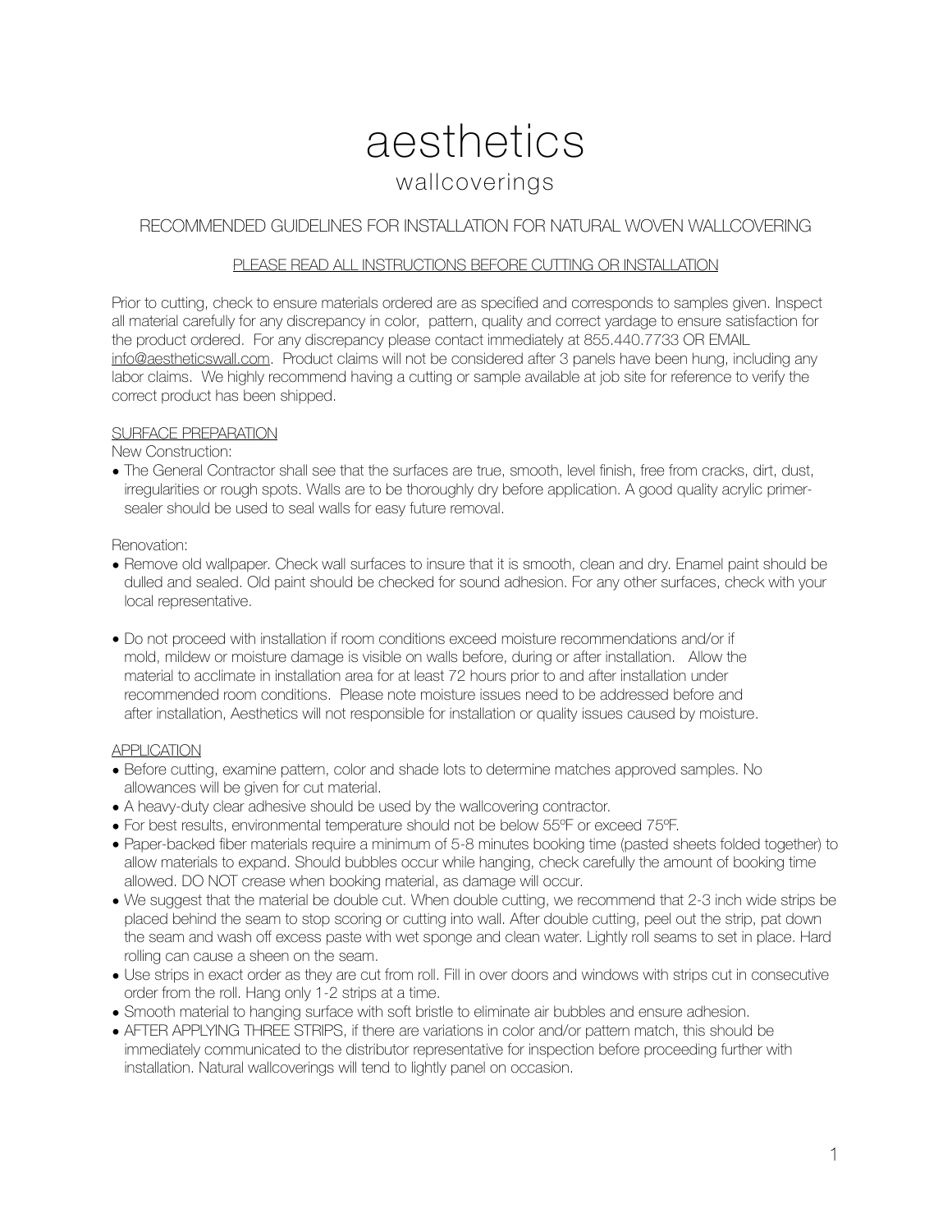# aesthetics

## wallcoverings

### RECOMMENDED GUIDELINES FOR INSTALLATION FOR NATURAL WOVEN WALLCOVERING

PLEASE READ ALL INSTRUCTIONS BEFORE CUTTING OR INSTALLATION

Prior to cutting, check to ensure materials ordered are as specified and corresponds to samples given. Inspect all material carefully for any discrepancy in color, pattern, quality and correct yardage to ensure satisfaction for the product ordered. For any discrepancy please contact immediately at 855.440.7733 OR EMAIL info@aestheticswall.com. Product claims will not be considered after 3 panels have been hung, including any labor claims. We highly recommend having a cutting or sample available at job site for reference to verify the correct product has been shipped.

SURFACE PREPARATION

New Construction:

- The General Contractor shall see that the surfaces are true, smooth, level finish, free from cracks, dirt, dust, irregularities or rough spots. Walls are to be thoroughly dry before application. A good quality acrylic primer-sealer should be used to seal walls for easy future removal.

Renovation:

- Remove old wallpaper. Check wall surfaces to insure that it is smooth, clean and dry. Enamel paint should be dulled and sealed. Old paint should be checked for sound adhesion. For any other surfaces, check with your local representative.

- Do not proceed with installation if room conditions exceed moisture recommendations and/or if mold, mildew or moisture damage is visible on walls before, during or after installation. Allow the material to acclimate in installation area for at least 72 hours prior to and after installation under recommended room conditions. Please note moisture issues need to be addressed before and after installation, Aesthetics will not responsible for installation or quality issues caused by moisture.

APPLICATION

- Before cutting, examine pattern, color and shade lots to determine matches approved samples. No allowances will be given for cut material.
- A heavy-duty clear adhesive should be used by the wallcovering contractor.
- For best results, environmental temperature should not be below 55ºF or exceed 75ºF.
- Paper-backed fiber materials require a minimum of 5-8 minutes booking time (pasted sheets folded together) to allow materials to expand. Should bubbles occur while hanging, check carefully the amount of booking time allowed. DO NOT crease when booking material, as damage will occur.
- We suggest that the material be double cut. When double cutting, we recommend that 2-3 inch wide strips be placed behind the seam to stop scoring or cutting into wall. After double cutting, peel out the strip, pat down the seam and wash off excess paste with wet sponge and clean water. Lightly roll seams to set in place. Hard rolling can cause a sheen on the seam.
- Use strips in exact order as they are cut from roll. Fill in over doors and windows with strips cut in consecutive order from the roll. Hang only 1-2 strips at a time.
- Smooth material to hanging surface with soft bristle to eliminate air bubbles and ensure adhesion.
- AFTER APPLYING THREE STRIPS, if there are variations in color and/or pattern match, this should be immediately communicated to the distributor representative for inspection before proceeding further with installation. Natural wallcoverings will tend to lightly panel on occasion.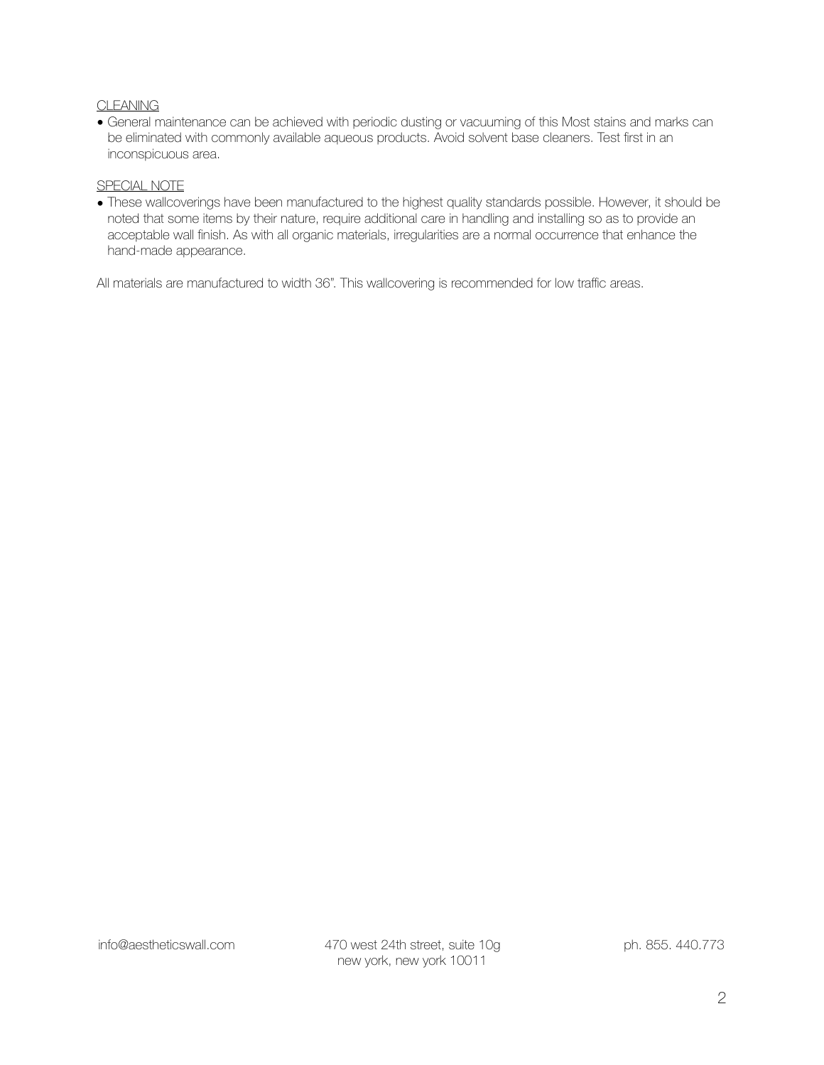<u>CLEANING</u>

- General maintenance can be achieved with periodic dusting or vacuuming of this Most stains and marks can be eliminated with commonly available aqueous products. Avoid solvent base cleaners. Test first in an inconspicuous area.

<u>SPECIAL NOTE</u>

- These wallcoverings have been manufactured to the highest quality standards possible. However, it should be noted that some items by their nature, require additional care in handling and installing so as to provide an acceptable wall finish. As with all organic materials, irregularities are a normal occurrence that enhance the hand-made appearance.

All materials are manufactured to width 36". This wallcovering is recommended for low traffic areas.

info@aestheticswall.com

470 west 24th street, suite 10g
new york, new york 10011

ph. 855. 440.773